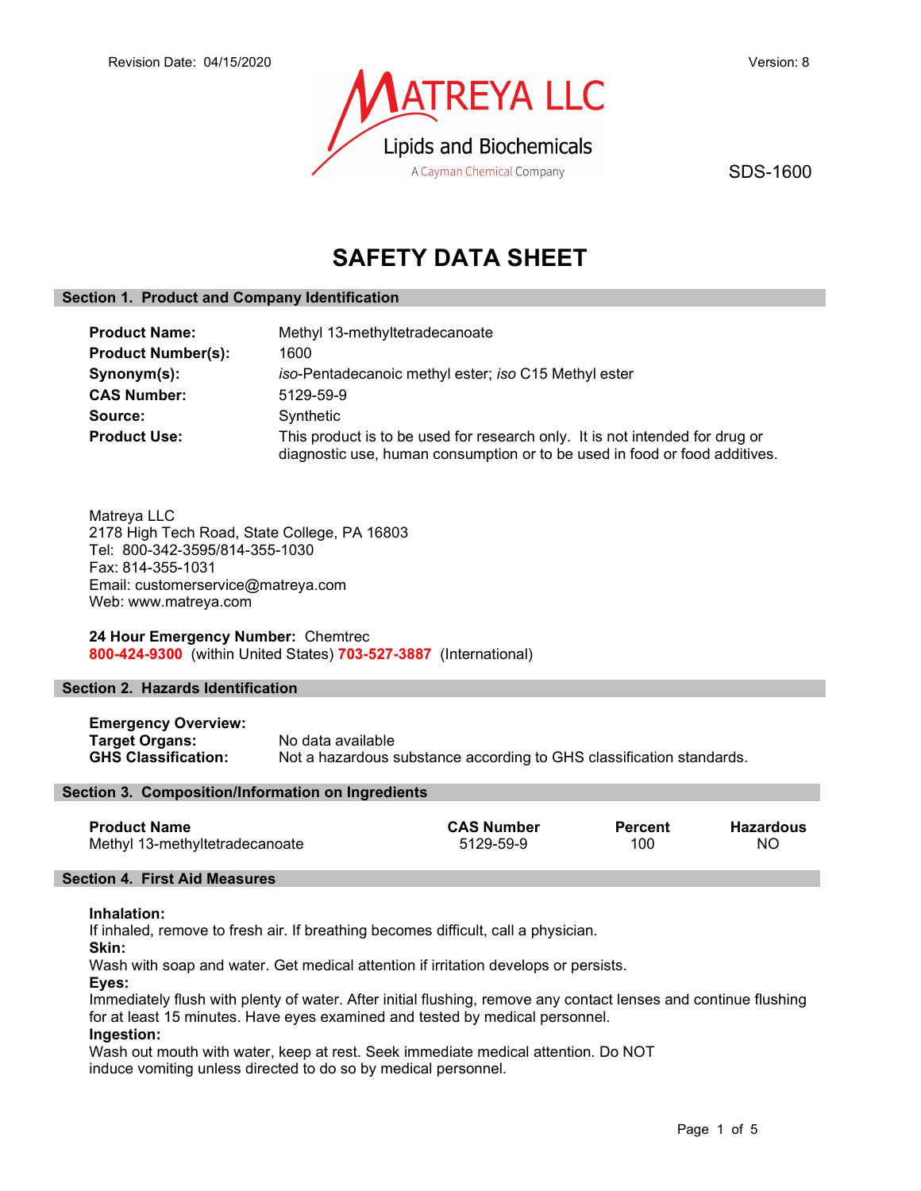Revision Date: 04/15/2020

Version: 8

MATREYA LLC
Lipids and Biochemicals
A Cayman Chemical Company

SDS-1600

# SAFETY DATA SHEET

## Section 1. Product and Company Identification

**Product Name:** Methyl 13-methyltetradecanoate
**Product Number(s):** 1600
**Synonym(s):** *iso*-Pentadecanoic methyl ester; *iso* C15 Methyl ester
**CAS Number:** 5129-59-9
**Source:** Synthetic
**Product Use:** This product is to be used for research only. It is not intended for drug or diagnostic use, human consumption or to be used in food or food additives.

Matreya LLC
2178 High Tech Road, State College, PA 16803
Tel: 800-342-3595/814-355-1030
Fax: 814-355-1031
Email: customerservice@matreya.com
Web: www.matreya.com

**24 Hour Emergency Number:** Chemtrec
**800-424-9300** (within United States) **703-527-3887** (International)

## Section 2. Hazards Identification

**Emergency Overview:**
**Target Organs:** No data available
**GHS Classification:** Not a hazardous substance according to GHS classification standards.

## Section 3. Composition/Information on Ingredients

| Product Name | CAS Number | Percent | Hazardous |
|---|---|---|---|
| Methyl 13-methyltetradecanoate | 5129-59-9 | 100 | NO |

## Section 4. First Aid Measures

**Inhalation:**
If inhaled, remove to fresh air. If breathing becomes difficult, call a physician.
**Skin:**
Wash with soap and water. Get medical attention if irritation develops or persists.
**Eyes:**
Immediately flush with plenty of water. After initial flushing, remove any contact lenses and continue flushing for at least 15 minutes. Have eyes examined and tested by medical personnel.
**Ingestion:**
Wash out mouth with water, keep at rest. Seek immediate medical attention. Do NOT induce vomiting unless directed to do so by medical personnel.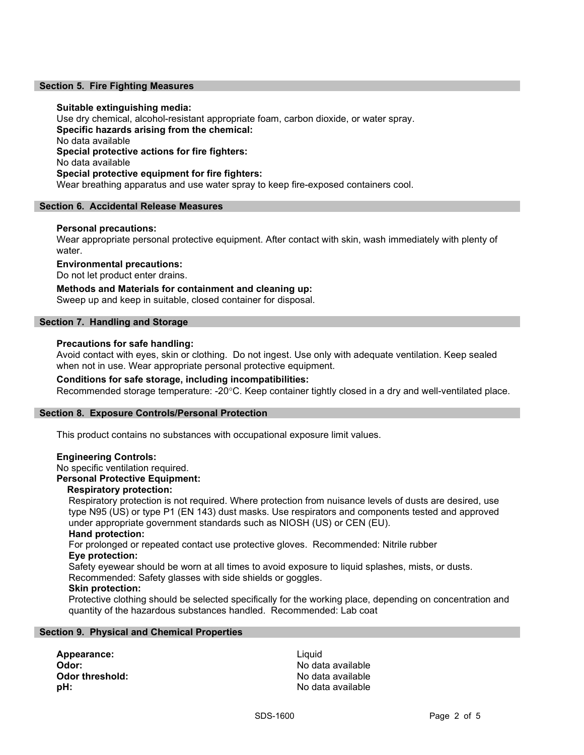## Section 5. Fire Fighting Measures

**Suitable extinguishing media:**
Use dry chemical, alcohol-resistant appropriate foam, carbon dioxide, or water spray.

**Specific hazards arising from the chemical:**
No data available

**Special protective actions for fire fighters:**
No data available

**Special protective equipment for fire fighters:**
Wear breathing apparatus and use water spray to keep fire-exposed containers cool.

## Section 6. Accidental Release Measures

**Personal precautions:**
Wear appropriate personal protective equipment. After contact with skin, wash immediately with plenty of water.

**Environmental precautions:**
Do not let product enter drains.

**Methods and Materials for containment and cleaning up:**
Sweep up and keep in suitable, closed container for disposal.

## Section 7. Handling and Storage

**Precautions for safe handling:**
Avoid contact with eyes, skin or clothing. Do not ingest. Use only with adequate ventilation. Keep sealed when not in use. Wear appropriate personal protective equipment.

**Conditions for safe storage, including incompatibilities:**
Recommended storage temperature: -20°C. Keep container tightly closed in a dry and well-ventilated place.

## Section 8. Exposure Controls/Personal Protection

This product contains no substances with occupational exposure limit values.

**Engineering Controls:**
No specific ventilation required.

**Personal Protective Equipment:**

**Respiratory protection:**
Respiratory protection is not required. Where protection from nuisance levels of dusts are desired, use type N95 (US) or type P1 (EN 143) dust masks. Use respirators and components tested and approved under appropriate government standards such as NIOSH (US) or CEN (EU).

**Hand protection:**
For prolonged or repeated contact use protective gloves. Recommended: Nitrile rubber

**Eye protection:**
Safety eyewear should be worn at all times to avoid exposure to liquid splashes, mists, or dusts. Recommended: Safety glasses with side shields or goggles.

**Skin protection:**
Protective clothing should be selected specifically for the working place, depending on concentration and quantity of the hazardous substances handled. Recommended: Lab coat

## Section 9. Physical and Chemical Properties

| | |
|---|---|
| **Appearance:** | Liquid |
| **Odor:** | No data available |
| **Odor threshold:** | No data available |
| **pH:** | No data available |

SDS-1600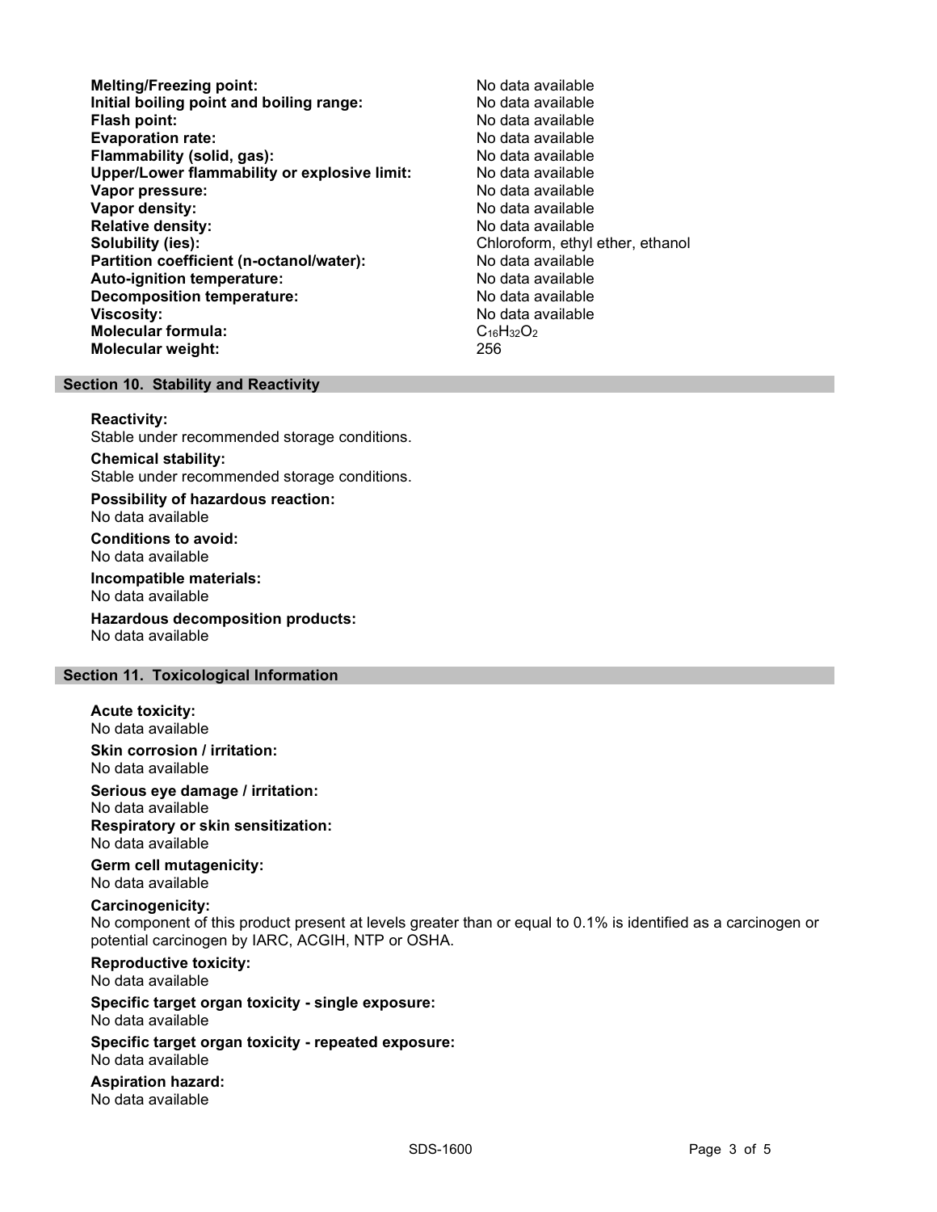**Melting/Freezing point:** No data available
**Initial boiling point and boiling range:** No data available
**Flash point:** No data available
**Evaporation rate:** No data available
**Flammability (solid, gas):** No data available
**Upper/Lower flammability or explosive limit:** No data available
**Vapor pressure:** No data available
**Vapor density:** No data available
**Relative density:** No data available
**Solubility (ies):** Chloroform, ethyl ether, ethanol
**Partition coefficient (n-octanol/water):** No data available
**Auto-ignition temperature:** No data available
**Decomposition temperature:** No data available
**Viscosity:** No data available
**Molecular formula:** $C_{16}H_{32}O_2$
**Molecular weight:** 256

## Section 10. Stability and Reactivity

**Reactivity:**
Stable under recommended storage conditions.

**Chemical stability:**
Stable under recommended storage conditions.

**Possibility of hazardous reaction:**
No data available

**Conditions to avoid:**
No data available

**Incompatible materials:**
No data available

**Hazardous decomposition products:**
No data available

## Section 11. Toxicological Information

**Acute toxicity:**
No data available

**Skin corrosion / irritation:**
No data available

**Serious eye damage / irritation:**
No data available

**Respiratory or skin sensitization:**
No data available

**Germ cell mutagenicity:**
No data available

**Carcinogenicity:**
No component of this product present at levels greater than or equal to 0.1% is identified as a carcinogen or potential carcinogen by IARC, ACGIH, NTP or OSHA.

**Reproductive toxicity:**
No data available

**Specific target organ toxicity - single exposure:**
No data available

**Specific target organ toxicity - repeated exposure:**
No data available

**Aspiration hazard:**
No data available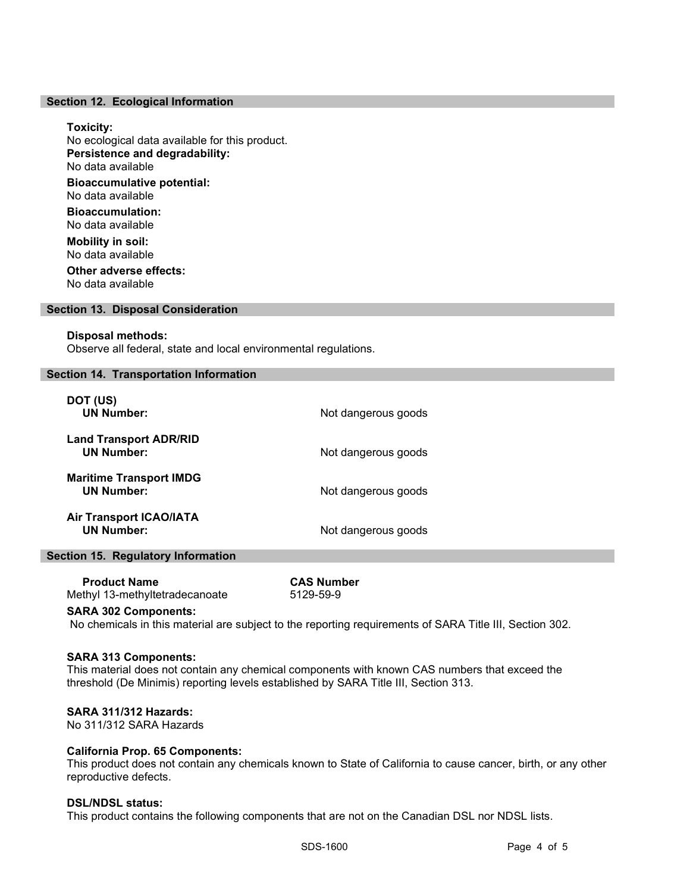## Section 12. Ecological Information

**Toxicity:**
No ecological data available for this product.

**Persistence and degradability:**
No data available

**Bioaccumulative potential:**
No data available

**Bioaccumulation:**
No data available

**Mobility in soil:**
No data available

**Other adverse effects:**
No data available

## Section 13. Disposal Consideration

**Disposal methods:**
Observe all federal, state and local environmental regulations.

## Section 14. Transportation Information

**DOT (US)**
**UN Number:** Not dangerous goods

**Land Transport ADR/RID**
**UN Number:** Not dangerous goods

**Maritime Transport IMDG**
**UN Number:** Not dangerous goods

**Air Transport ICAO/IATA**
**UN Number:** Not dangerous goods

## Section 15. Regulatory Information

| Product Name | CAS Number |
| --- | --- |
| Methyl 13-methyltetradecanoate | 5129-59-9 |

**SARA 302 Components:**
No chemicals in this material are subject to the reporting requirements of SARA Title III, Section 302.

**SARA 313 Components:**
This material does not contain any chemical components with known CAS numbers that exceed the threshold (De Minimis) reporting levels established by SARA Title III, Section 313.

**SARA 311/312 Hazards:**
No 311/312 SARA Hazards

**California Prop. 65 Components:**
This product does not contain any chemicals known to State of California to cause cancer, birth, or any other reproductive defects.

**DSL/NDSL status:**
This product contains the following components that are not on the Canadian DSL nor NDSL lists.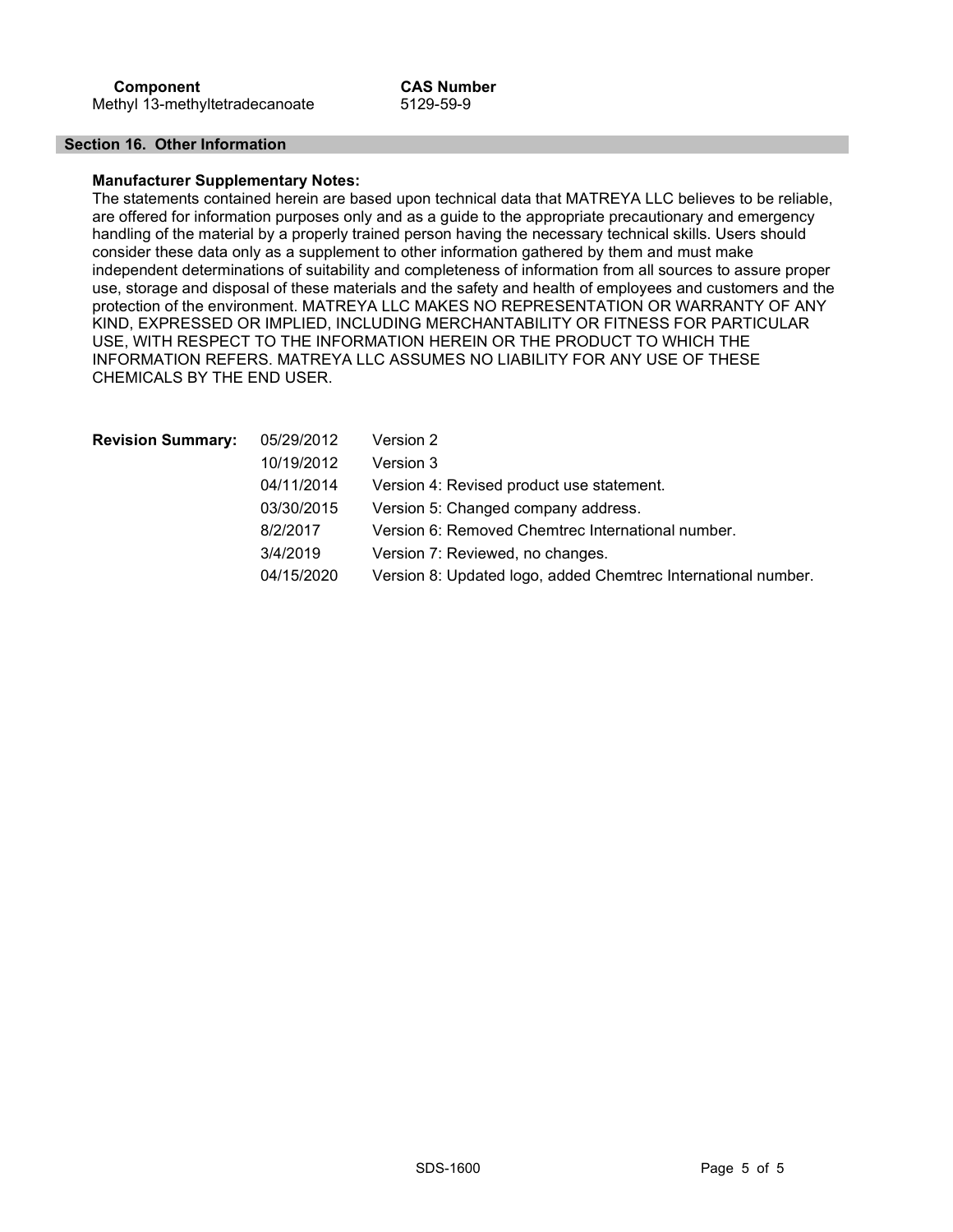| Component | CAS Number |
|---|---|
| Methyl 13-methyltetradecanoate | 5129-59-9 |

## Section 16. Other Information

**Manufacturer Supplementary Notes:**

The statements contained herein are based upon technical data that MATREYA LLC believes to be reliable, are offered for information purposes only and as a guide to the appropriate precautionary and emergency handling of the material by a properly trained person having the necessary technical skills. Users should consider these data only as a supplement to other information gathered by them and must make independent determinations of suitability and completeness of information from all sources to assure proper use, storage and disposal of these materials and the safety and health of employees and customers and the protection of the environment. MATREYA LLC MAKES NO REPRESENTATION OR WARRANTY OF ANY KIND, EXPRESSED OR IMPLIED, INCLUDING MERCHANTABILITY OR FITNESS FOR PARTICULAR USE, WITH RESPECT TO THE INFORMATION HEREIN OR THE PRODUCT TO WHICH THE INFORMATION REFERS. MATREYA LLC ASSUMES NO LIABILITY FOR ANY USE OF THESE CHEMICALS BY THE END USER.

| | | |
|---|---|---|
| **Revision Summary:** | 05/29/2012 | Version 2 |
| | 10/19/2012 | Version 3 |
| | 04/11/2014 | Version 4: Revised product use statement. |
| | 03/30/2015 | Version 5: Changed company address. |
| | 8/2/2017 | Version 6: Removed Chemtrec International number. |
| | 3/4/2019 | Version 7: Reviewed, no changes. |
| | 04/15/2020 | Version 8: Updated logo, added Chemtrec International number. |

SDS-1600